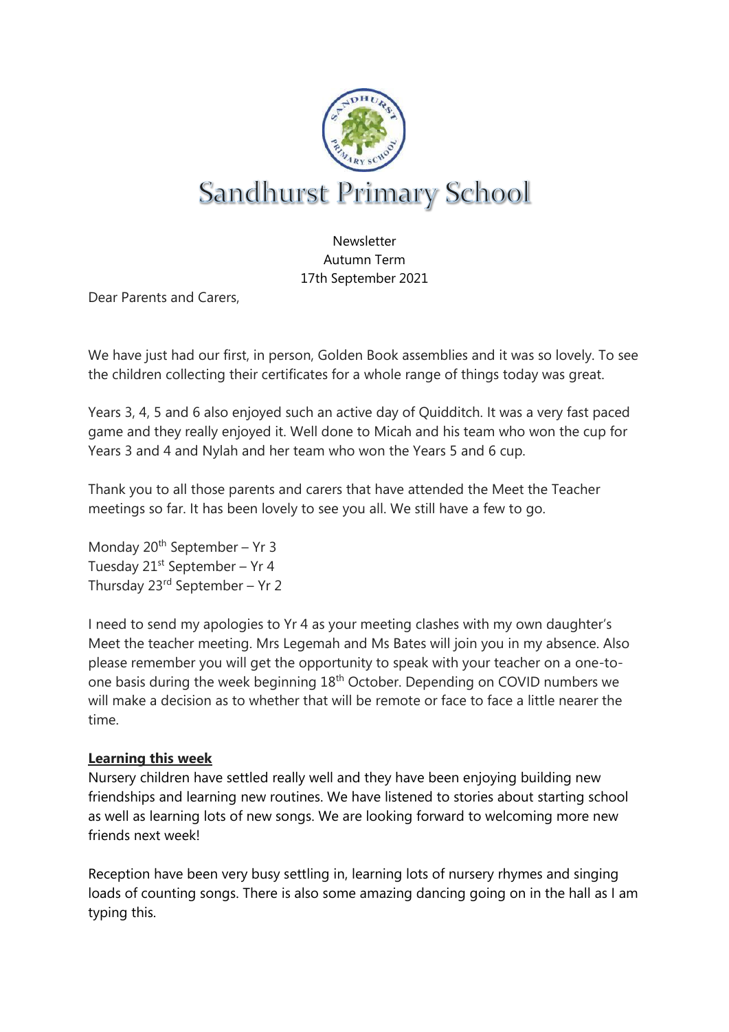# Sandhurst Primary School

Newsletter
Autumn Term
17th September 2021

Dear Parents and Carers,

We have just had our first, in person, Golden Book assemblies and it was so lovely. To see the children collecting their certificates for a whole range of things today was great.

Years 3, 4, 5 and 6 also enjoyed such an active day of Quidditch. It was a very fast paced game and they really enjoyed it. Well done to Micah and his team who won the cup for Years 3 and 4 and Nylah and her team who won the Years 5 and 6 cup.

Thank you to all those parents and carers that have attended the Meet the Teacher meetings so far. It has been lovely to see you all. We still have a few to go.

Monday 20th September – Yr 3
Tuesday 21st September – Yr 4
Thursday 23rd September – Yr 2

I need to send my apologies to Yr 4 as your meeting clashes with my own daughter's Meet the teacher meeting. Mrs Legemah and Ms Bates will join you in my absence. Also please remember you will get the opportunity to speak with your teacher on a one-to-one basis during the week beginning 18th October. Depending on COVID numbers we will make a decision as to whether that will be remote or face to face a little nearer the time.

**Learning this week**

Nursery children have settled really well and they have been enjoying building new friendships and learning new routines. We have listened to stories about starting school as well as learning lots of new songs. We are looking forward to welcoming more new friends next week!

Reception have been very busy settling in, learning lots of nursery rhymes and singing loads of counting songs. There is also some amazing dancing going on in the hall as I am typing this.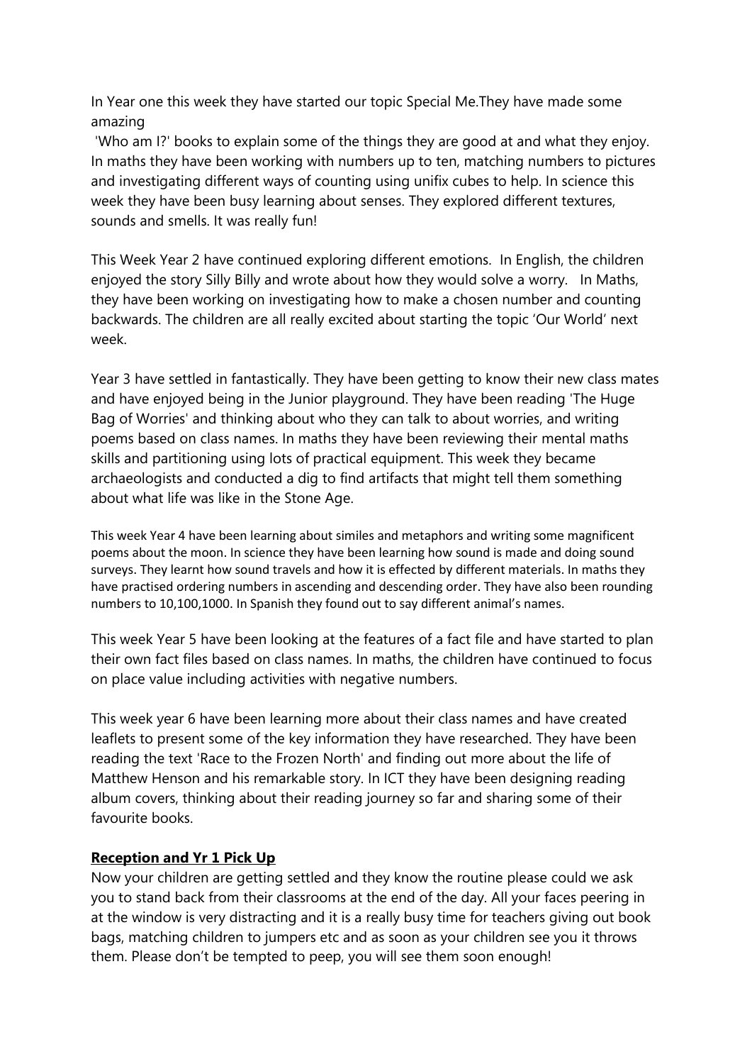In Year one this week they have started our topic Special Me.They have made some amazing 'Who am I?' books to explain some of the things they are good at and what they enjoy. In maths they have been working with numbers up to ten, matching numbers to pictures and investigating different ways of counting using unifix cubes to help. In science this week they have been busy learning about senses. They explored different textures, sounds and smells. It was really fun!

This Week Year 2 have continued exploring different emotions. In English, the children enjoyed the story Silly Billy and wrote about how they would solve a worry. In Maths, they have been working on investigating how to make a chosen number and counting backwards. The children are all really excited about starting the topic 'Our World' next week.

Year 3 have settled in fantastically. They have been getting to know their new class mates and have enjoyed being in the Junior playground. They have been reading 'The Huge Bag of Worries' and thinking about who they can talk to about worries, and writing poems based on class names. In maths they have been reviewing their mental maths skills and partitioning using lots of practical equipment. This week they became archaeologists and conducted a dig to find artifacts that might tell them something about what life was like in the Stone Age.

This week Year 4 have been learning about similes and metaphors and writing some magnificent poems about the moon. In science they have been learning how sound is made and doing sound surveys. They learnt how sound travels and how it is effected by different materials. In maths they have practised ordering numbers in ascending and descending order. They have also been rounding numbers to 10,100,1000. In Spanish they found out to say different animal's names.

This week Year 5 have been looking at the features of a fact file and have started to plan their own fact files based on class names. In maths, the children have continued to focus on place value including activities with negative numbers.

This week year 6 have been learning more about their class names and have created leaflets to present some of the key information they have researched. They have been reading the text 'Race to the Frozen North' and finding out more about the life of Matthew Henson and his remarkable story. In ICT they have been designing reading album covers, thinking about their reading journey so far and sharing some of their favourite books.

**Reception and Yr 1 Pick Up**

Now your children are getting settled and they know the routine please could we ask you to stand back from their classrooms at the end of the day. All your faces peering in at the window is very distracting and it is a really busy time for teachers giving out book bags, matching children to jumpers etc and as soon as your children see you it throws them. Please don't be tempted to peep, you will see them soon enough!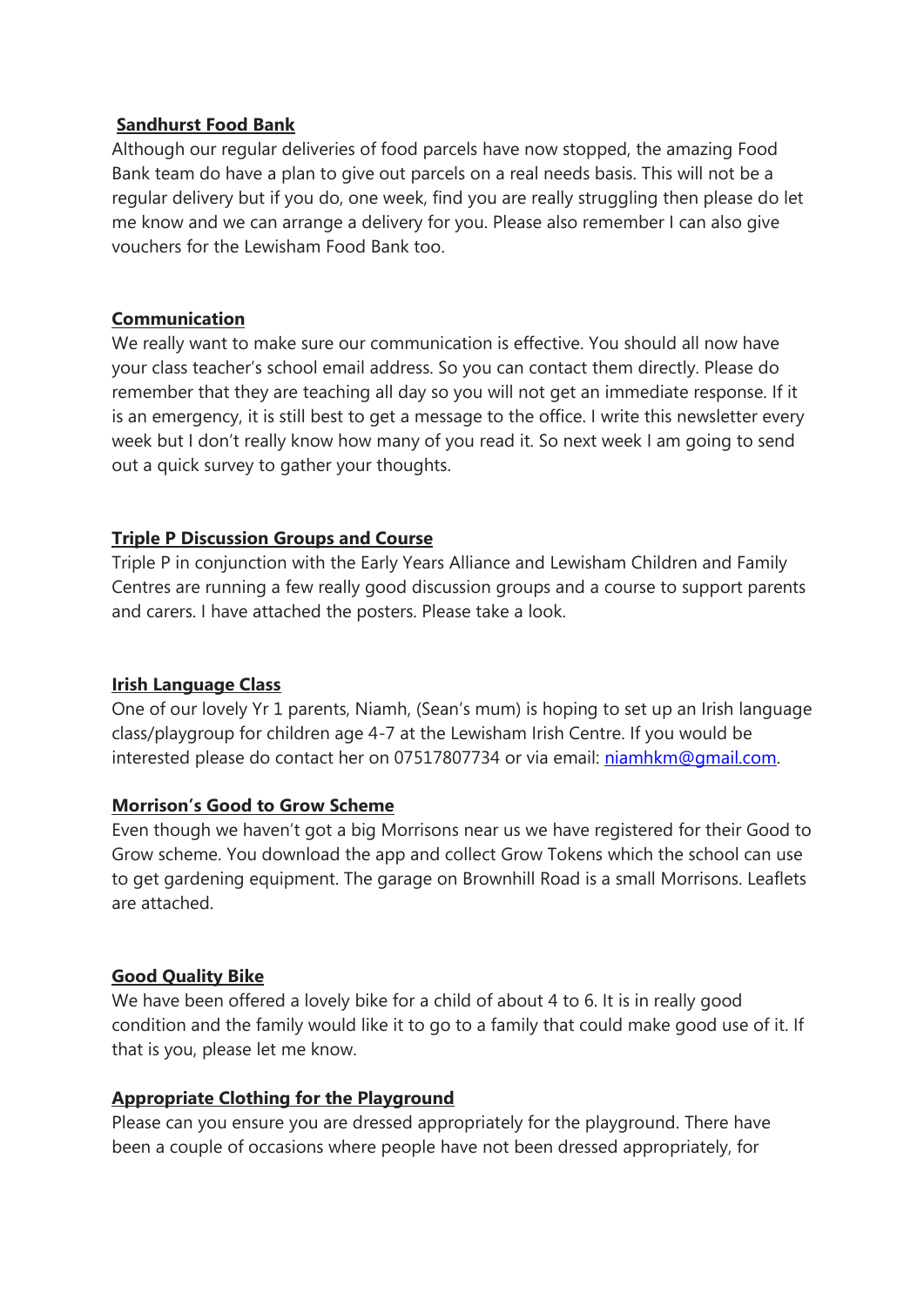## Sandhurst Food Bank

Although our regular deliveries of food parcels have now stopped, the amazing Food Bank team do have a plan to give out parcels on a real needs basis. This will not be a regular delivery but if you do, one week, find you are really struggling then please do let me know and we can arrange a delivery for you. Please also remember I can also give vouchers for the Lewisham Food Bank too.

## Communication

We really want to make sure our communication is effective. You should all now have your class teacher's school email address. So you can contact them directly. Please do remember that they are teaching all day so you will not get an immediate response. If it is an emergency, it is still best to get a message to the office. I write this newsletter every week but I don't really know how many of you read it. So next week I am going to send out a quick survey to gather your thoughts.

## Triple P Discussion Groups and Course

Triple P in conjunction with the Early Years Alliance and Lewisham Children and Family Centres are running a few really good discussion groups and a course to support parents and carers. I have attached the posters. Please take a look.

## Irish Language Class

One of our lovely Yr 1 parents, Niamh, (Sean's mum) is hoping to set up an Irish language class/playgroup for children age 4-7 at the Lewisham Irish Centre. If you would be interested please do contact her on 07517807734 or via email: niamhkm@gmail.com.

## Morrison's Good to Grow Scheme

Even though we haven't got a big Morrisons near us we have registered for their Good to Grow scheme. You download the app and collect Grow Tokens which the school can use to get gardening equipment. The garage on Brownhill Road is a small Morrisons. Leaflets are attached.

## Good Quality Bike

We have been offered a lovely bike for a child of about 4 to 6. It is in really good condition and the family would like it to go to a family that could make good use of it. If that is you, please let me know.

## Appropriate Clothing for the Playground

Please can you ensure you are dressed appropriately for the playground. There have been a couple of occasions where people have not been dressed appropriately, for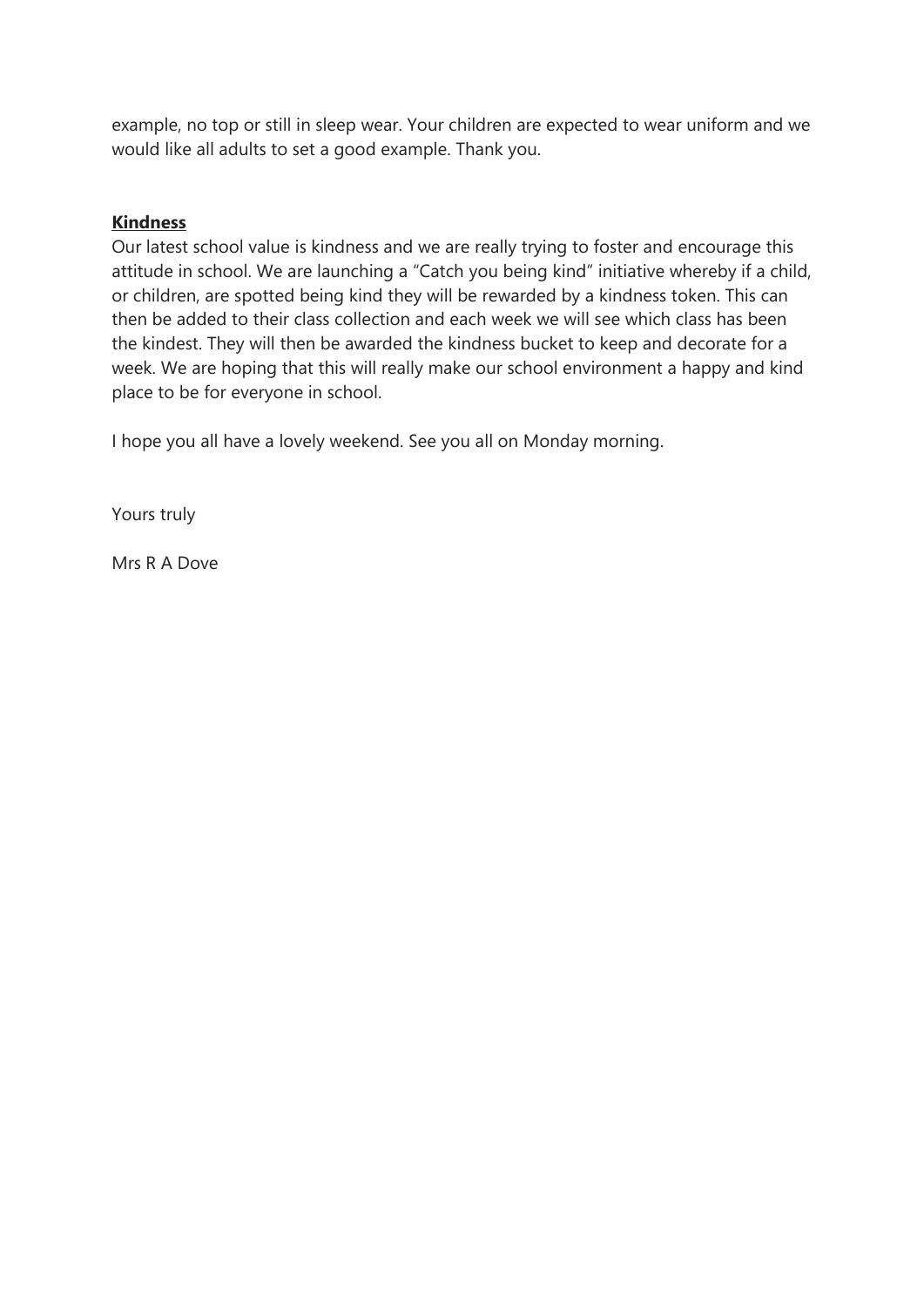example, no top or still in sleep wear. Your children are expected to wear uniform and we would like all adults to set a good example. Thank you.

**Kindness**

Our latest school value is kindness and we are really trying to foster and encourage this attitude in school. We are launching a "Catch you being kind" initiative whereby if a child, or children, are spotted being kind they will be rewarded by a kindness token. This can then be added to their class collection and each week we will see which class has been the kindest. They will then be awarded the kindness bucket to keep and decorate for a week. We are hoping that this will really make our school environment a happy and kind place to be for everyone in school.

I hope you all have a lovely weekend. See you all on Monday morning.

Yours truly

Mrs R A Dove